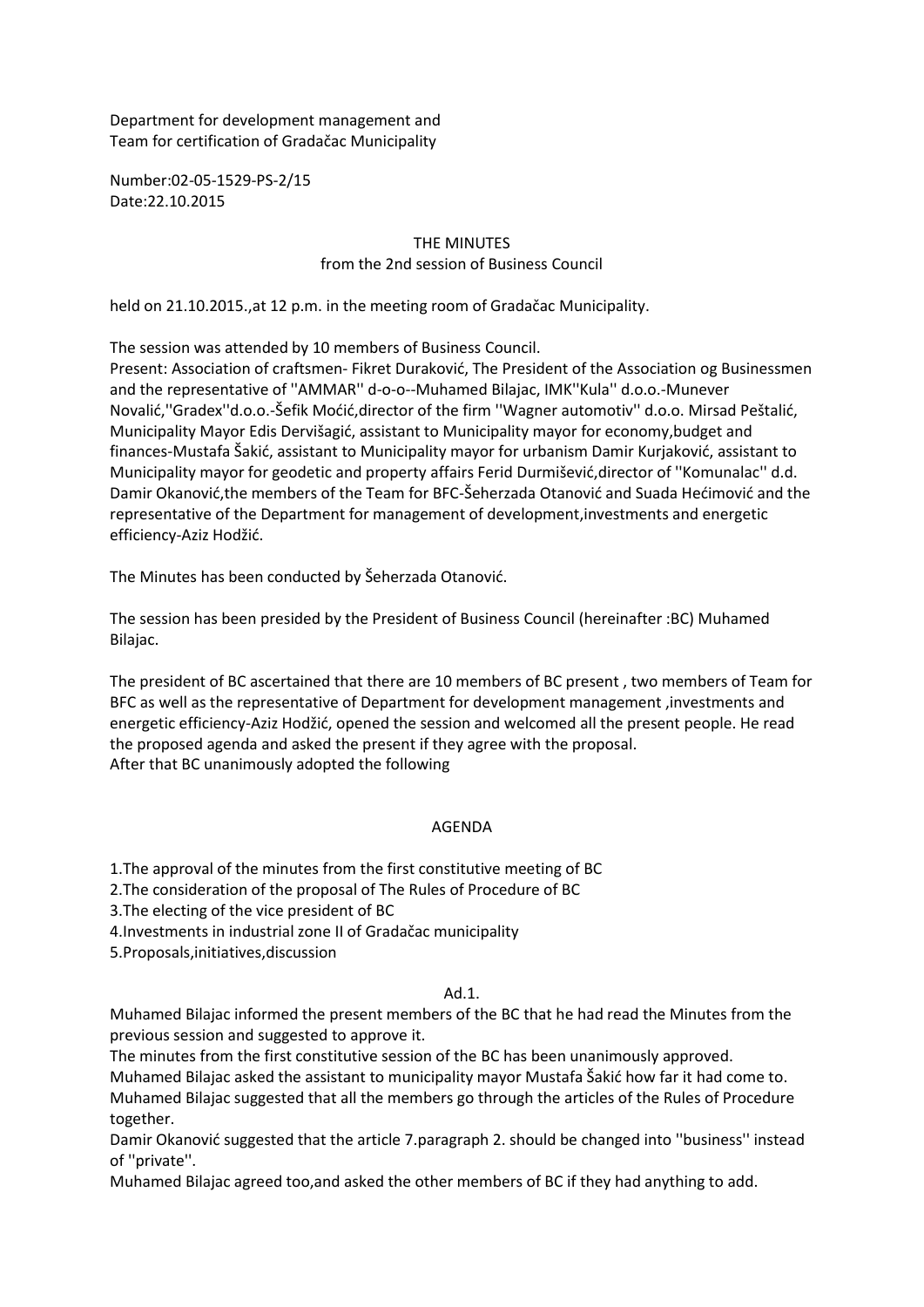Department for development management and
Team for certification of Gradačac Municipality

Number:02-05-1529-PS-2/15
Date:22.10.2015

THE MINUTES
from the 2nd session of Business Council

held on 21.10.2015.,at 12 p.m. in the meeting room of Gradačac Municipality.

The session was attended by 10 members of Business Council.
Present: Association of craftsmen- Fikret Duraković, The President of the Association og Businessmen and the representative of ''AMMAR'' d-o-o--Muhamed Bilajac, IMK''Kula'' d.o.o.-Munever Novalić,''Gradex''d.o.o.-Šefik Moćić,director of the firm ''Wagner automotiv'' d.o.o. Mirsad Peštalić, Municipality Mayor Edis Dervišagić, assistant to Municipality mayor for economy,budget and finances-Mustafa Šakić, assistant to Municipality mayor for urbanism Damir Kurjaković, assistant to Municipality mayor for geodetic and property affairs Ferid Durmišević,director of ''Komunalac'' d.d. Damir Okanović,the members of the Team for BFC-Šeherzada Otanović and Suada Hećimović and the representative of the Department for management of development,investments and energetic efficiency-Aziz Hodžić.

The Minutes has been conducted by Šeherzada Otanović.

The session has been presided by the President of Business Council (hereinafter :BC) Muhamed Bilajac.

The president of BC ascertained that there are 10 members of BC present , two members of Team for BFC as well as the representative of Department for development management ,investments and energetic efficiency-Aziz Hodžić, opened the session and welcomed all the present people. He read the proposed agenda and asked the present if they agree with the proposal.
After that BC unanimously adopted the following

AGENDA

1.The approval of the minutes from the first constitutive meeting of BC
2.The consideration of the proposal of The Rules of Procedure of BC
3.The electing of the vice president of BC
4.Investments in industrial zone II of Gradačac municipality
5.Proposals,initiatives,discussion

Ad.1.

Muhamed Bilajac informed the present members of the BC that he had read the Minutes from the previous session and suggested to approve it.
The minutes from the first constitutive session of the BC has been unanimously approved.
Muhamed Bilajac asked the assistant to municipality mayor Mustafa Šakić how far it had come to.
Muhamed Bilajac suggested that all the members go through the articles of the Rules of Procedure together.
Damir Okanović suggested that the article 7.paragraph 2. should be changed into ''business'' instead of ''private''.
Muhamed Bilajac agreed too,and asked the other members of BC if they had anything to add.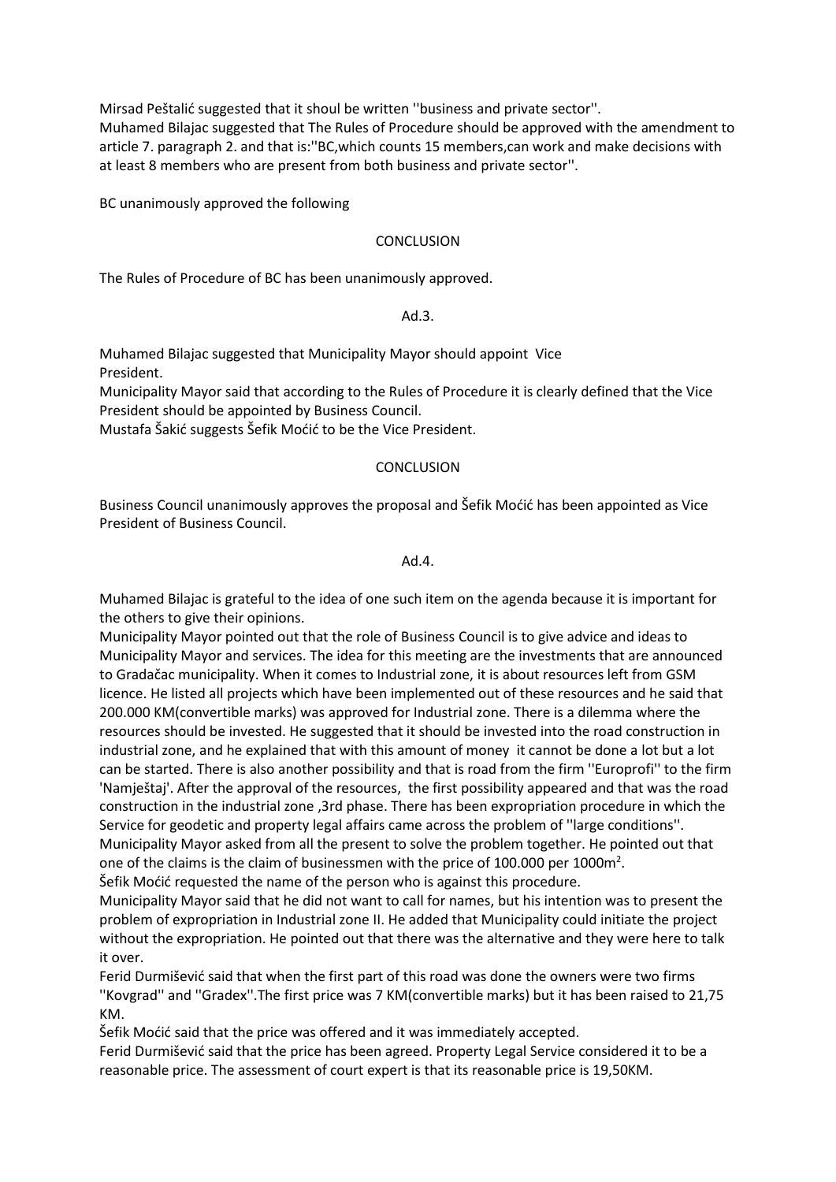Mirsad Peštalić suggested that it shoul be written ''business and private sector''.
Muhamed Bilajac suggested that The Rules of Procedure should be approved with the amendment to article 7. paragraph 2. and that is:''BC,which counts 15 members,can work and make decisions with at least 8 members who are present from both business and private sector''.

BC unanimously approved the following

CONCLUSION

The Rules of Procedure of BC has been unanimously approved.

Ad.3.

Muhamed Bilajac suggested that Municipality Mayor should appoint Vice President.
Municipality Mayor said that according to the Rules of Procedure it is clearly defined that the Vice President should be appointed by Business Council.
Mustafa Šakić suggests Šefik Moćić to be the Vice President.

CONCLUSION

Business Council unanimously approves the proposal and Šefik Moćić has been appointed as Vice President of Business Council.

Ad.4.

Muhamed Bilajac is grateful to the idea of one such item on the agenda because it is important for the others to give their opinions.
Municipality Mayor pointed out that the role of Business Council is to give advice and ideas to Municipality Mayor and services. The idea for this meeting are the investments that are announced to Gradačac municipality. When it comes to Industrial zone, it is about resources left from GSM licence. He listed all projects which have been implemented out of these resources and he said that 200.000 KM(convertible marks) was approved for Industrial zone. There is a dilemma where the resources should be invested. He suggested that it should be invested into the road construction in industrial zone, and he explained that with this amount of money it cannot be done a lot but a lot can be started. There is also another possibility and that is road from the firm ''Europrofi'' to the firm 'Namještaj'. After the approval of the resources, the first possibility appeared and that was the road construction in the industrial zone ,3rd phase. There has been expropriation procedure in which the Service for geodetic and property legal affairs came across the problem of ''large conditions''. Municipality Mayor asked from all the present to solve the problem together. He pointed out that one of the claims is the claim of businessmen with the price of 100.000 per 1000m$^2$.
Šefik Moćić requested the name of the person who is against this procedure.
Municipality Mayor said that he did not want to call for names, but his intention was to present the problem of expropriation in Industrial zone II. He added that Municipality could initiate the project without the expropriation. He pointed out that there was the alternative and they were here to talk it over.
Ferid Durmišević said that when the first part of this road was done the owners were two firms ''Kovgrad'' and ''Gradex''.The first price was 7 KM(convertible marks) but it has been raised to 21,75 KM.
Šefik Moćić said that the price was offered and it was immediately accepted.
Ferid Durmišević said that the price has been agreed. Property Legal Service considered it to be a reasonable price. The assessment of court expert is that its reasonable price is 19,50KM.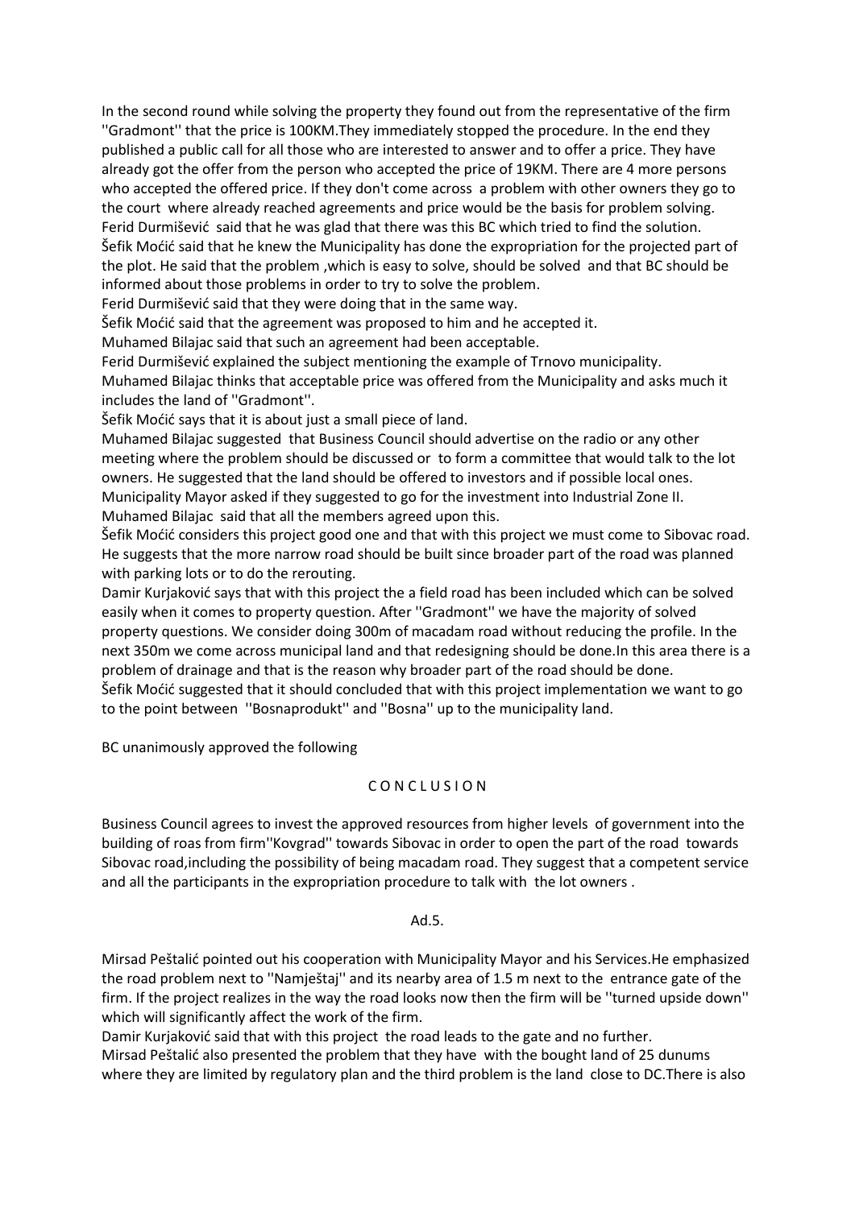In the second round while solving the property they found out from the representative of the firm ''Gradmont'' that the price is 100KM.They immediately stopped the procedure. In the end they published a public call for all those who are interested to answer and to offer a price. They have already got the offer from the person who accepted the price of 19KM. There are 4 more persons who accepted the offered price. If they don't come across a problem with other owners they go to the court where already reached agreements and price would be the basis for problem solving.
Ferid Durmišević said that he was glad that there was this BC which tried to find the solution.
Šefik Moćić said that he knew the Municipality has done the expropriation for the projected part of the plot. He said that the problem ,which is easy to solve, should be solved and that BC should be informed about those problems in order to try to solve the problem.
Ferid Durmišević said that they were doing that in the same way.
Šefik Moćić said that the agreement was proposed to him and he accepted it.
Muhamed Bilajac said that such an agreement had been acceptable.
Ferid Durmišević explained the subject mentioning the example of Trnovo municipality.
Muhamed Bilajac thinks that acceptable price was offered from the Municipality and asks much it includes the land of ''Gradmont''.
Šefik Moćić says that it is about just a small piece of land.
Muhamed Bilajac suggested that Business Council should advertise on the radio or any other meeting where the problem should be discussed or to form a committee that would talk to the lot owners. He suggested that the land should be offered to investors and if possible local ones.
Municipality Mayor asked if they suggested to go for the investment into Industrial Zone II.
Muhamed Bilajac said that all the members agreed upon this.
Šefik Moćić considers this project good one and that with this project we must come to Sibovac road. He suggests that the more narrow road should be built since broader part of the road was planned with parking lots or to do the rerouting.
Damir Kurjaković says that with this project the a field road has been included which can be solved easily when it comes to property question. After ''Gradmont'' we have the majority of solved property questions. We consider doing 300m of macadam road without reducing the profile. In the next 350m we come across municipal land and that redesigning should be done.In this area there is a problem of drainage and that is the reason why broader part of the road should be done.
Šefik Moćić suggested that it should concluded that with this project implementation we want to go to the point between ''Bosnaprodukt'' and ''Bosna'' up to the municipality land.

BC unanimously approved the following

C O N C L U S I O N

Business Council agrees to invest the approved resources from higher levels of government into the building of roas from firm''Kovgrad'' towards Sibovac in order to open the part of the road towards Sibovac road,including the possibility of being macadam road. They suggest that a competent service and all the participants in the expropriation procedure to talk with the lot owners .

Ad.5.

Mirsad Peštalić pointed out his cooperation with Municipality Mayor and his Services.He emphasized the road problem next to ''Namještaj'' and its nearby area of 1.5 m next to the entrance gate of the firm. If the project realizes in the way the road looks now then the firm will be ''turned upside down'' which will significantly affect the work of the firm.
Damir Kurjaković said that with this project the road leads to the gate and no further.
Mirsad Peštalić also presented the problem that they have with the bought land of 25 dunums where they are limited by regulatory plan and the third problem is the land close to DC.There is also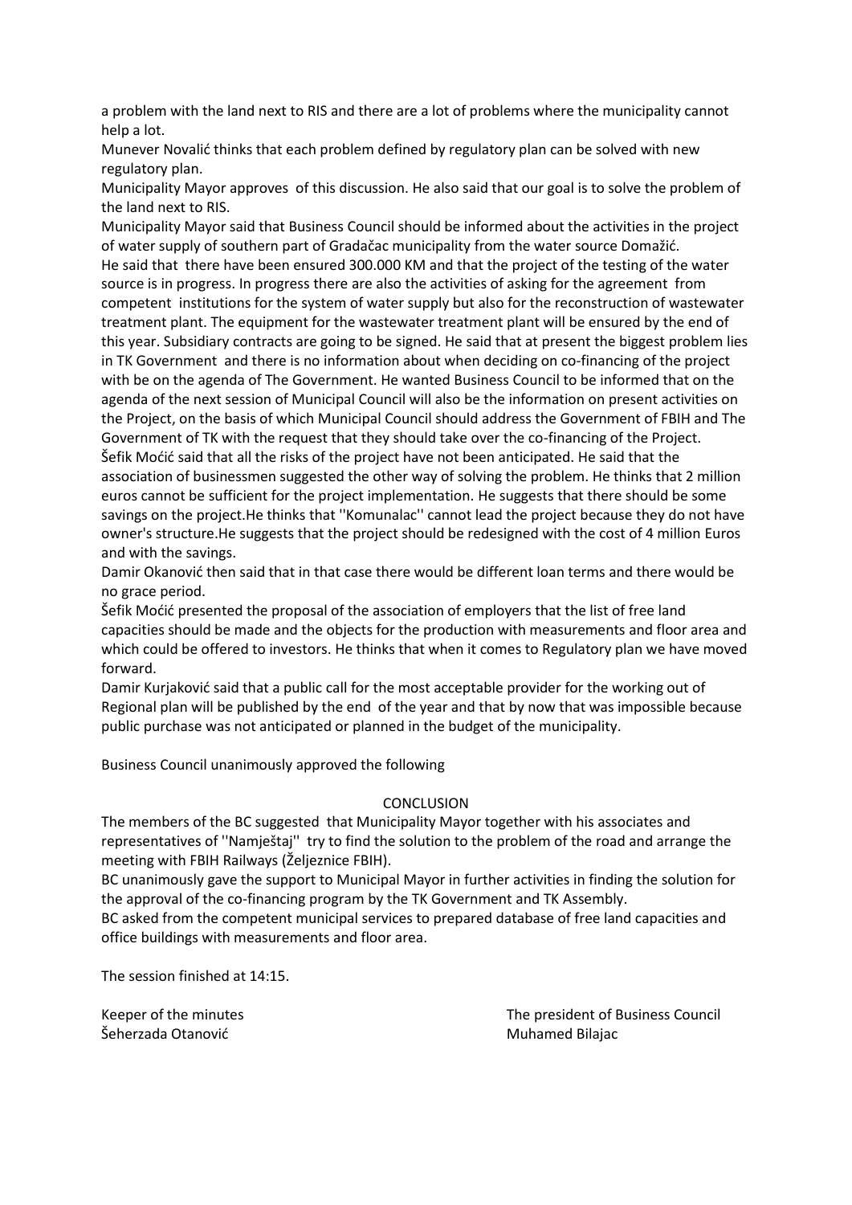a problem with the land next to RIS and there are a lot of problems where the municipality cannot help a lot.

Munever Novalić thinks that each problem defined by regulatory plan can be solved with new regulatory plan.

Municipality Mayor approves of this discussion. He also said that our goal is to solve the problem of the land next to RIS.

Municipality Mayor said that Business Council should be informed about the activities in the project of water supply of southern part of Gradačac municipality from the water source Domažić.

He said that there have been ensured 300.000 KM and that the project of the testing of the water source is in progress. In progress there are also the activities of asking for the agreement from competent institutions for the system of water supply but also for the reconstruction of wastewater treatment plant. The equipment for the wastewater treatment plant will be ensured by the end of this year. Subsidiary contracts are going to be signed. He said that at present the biggest problem lies in TK Government and there is no information about when deciding on co-financing of the project with be on the agenda of The Government. He wanted Business Council to be informed that on the agenda of the next session of Municipal Council will also be the information on present activities on the Project, on the basis of which Municipal Council should address the Government of FBIH and The Government of TK with the request that they should take over the co-financing of the Project.

Šefik Moćić said that all the risks of the project have not been anticipated. He said that the association of businessmen suggested the other way of solving the problem. He thinks that 2 million euros cannot be sufficient for the project implementation. He suggests that there should be some savings on the project.He thinks that ''Komunalac'' cannot lead the project because they do not have owner's structure.He suggests that the project should be redesigned with the cost of 4 million Euros and with the savings.

Damir Okanović then said that in that case there would be different loan terms and there would be no grace period.

Šefik Moćić presented the proposal of the association of employers that the list of free land capacities should be made and the objects for the production with measurements and floor area and which could be offered to investors. He thinks that when it comes to Regulatory plan we have moved forward.

Damir Kurjaković said that a public call for the most acceptable provider for the working out of Regional plan will be published by the end of the year and that by now that was impossible because public purchase was not anticipated or planned in the budget of the municipality.

Business Council unanimously approved the following

CONCLUSION

The members of the BC suggested that Municipality Mayor together with his associates and representatives of ''Namještaj'' try to find the solution to the problem of the road and arrange the meeting with FBIH Railways (Željeznice FBIH).

BC unanimously gave the support to Municipal Mayor in further activities in finding the solution for the approval of the co-financing program by the TK Government and TK Assembly.

BC asked from the competent municipal services to prepared database of free land capacities and office buildings with measurements and floor area.

The session finished at 14:15.

Keeper of the minutes
Šeherzada Otanović

The president of Business Council
Muhamed Bilajac